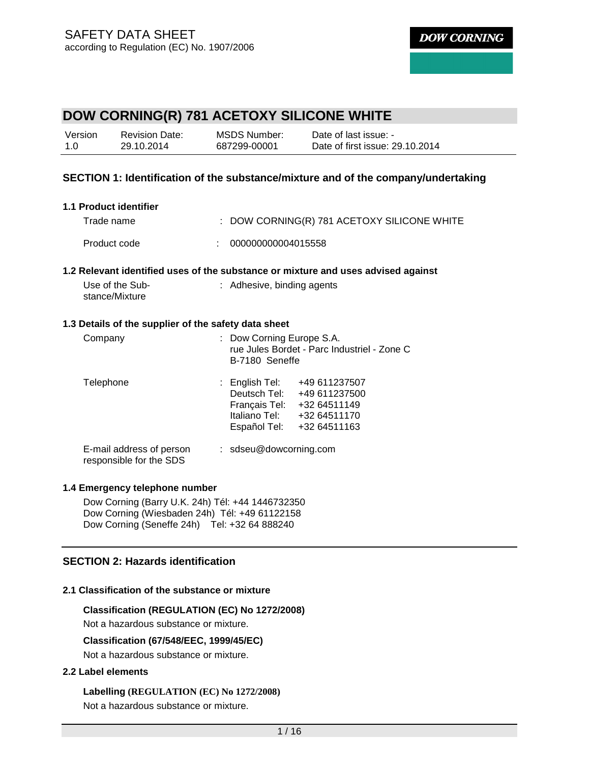SAFETY DATA SHEET
according to Regulation (EC) No. 1907/2006

DOW CORNING

# DOW CORNING(R) 781 ACETOXY SILICONE WHITE

| Version | Revision Date: | MSDS Number: | Date of last issue: - |
|---|---|---|---|
| 1.0 | 29.10.2014 | 687299-00001 | Date of first issue: 29.10.2014 |

## SECTION 1: Identification of the substance/mixture and of the company/undertaking

### 1.1 Product identifier

Trade name : DOW CORNING(R) 781 ACETOXY SILICONE WHITE

Product code : 000000000004015558

### 1.2 Relevant identified uses of the substance or mixture and uses advised against

Use of the Substance/Mixture : Adhesive, binding agents

### 1.3 Details of the supplier of the safety data sheet

Company : Dow Corning Europe S.A.
rue Jules Bordet - Parc Industriel - Zone C
B-7180 Seneffe

Telephone :

| | |
|---|---|
| English Tel: | +49 611237507 |
| Deutsch Tel: | +49 611237500 |
| Français Tel: | +32 64511149 |
| Italiano Tel: | +32 64511170 |
| Español Tel: | +32 64511163 |

E-mail address of person responsible for the SDS : sdseu@dowcorning.com

### 1.4 Emergency telephone number

Dow Corning (Barry U.K. 24h) Tél: +44 1446732350
Dow Corning (Wiesbaden 24h) Tél: +49 61122158
Dow Corning (Seneffe 24h) Tel: +32 64 888240

## SECTION 2: Hazards identification

### 2.1 Classification of the substance or mixture

**Classification (REGULATION (EC) No 1272/2008)**

Not a hazardous substance or mixture.

**Classification (67/548/EEC, 1999/45/EC)**

Not a hazardous substance or mixture.

### 2.2 Label elements

**Labelling (REGULATION (EC) No 1272/2008)**

Not a hazardous substance or mixture.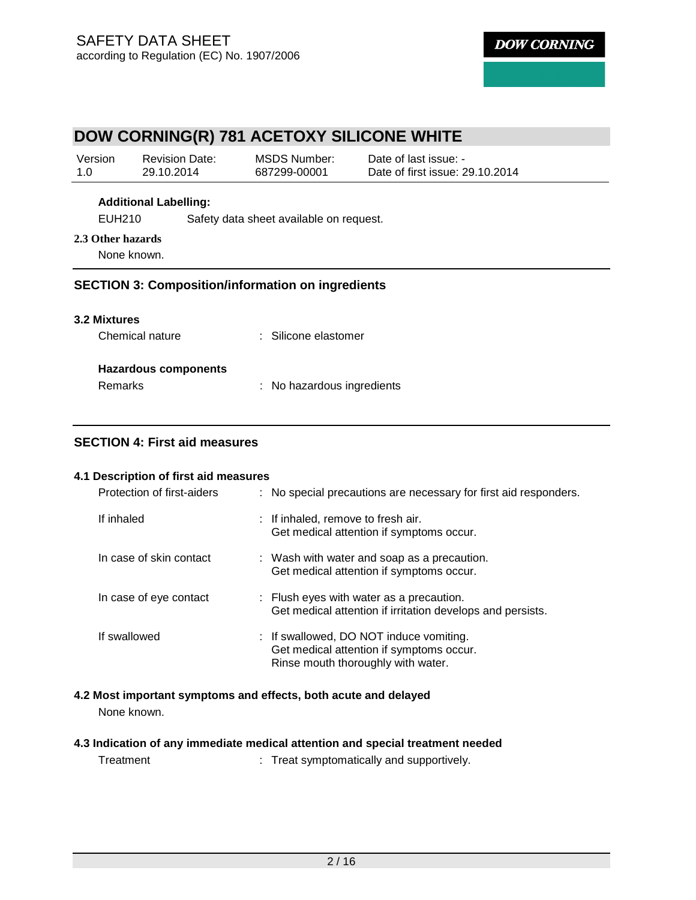# DOW CORNING(R) 781 ACETOXY SILICONE WHITE

| Version | Revision Date: | MSDS Number: | Date of last issue: - |
|---|---|---|---|
| 1.0 | 29.10.2014 | 687299-00001 | Date of first issue: 29.10.2014 |

**Additional Labelling:**

EUH210 Safety data sheet available on request.

**2.3 Other hazards**

None known.

## SECTION 3: Composition/information on ingredients

**3.2 Mixtures**

Chemical nature : Silicone elastomer

**Hazardous components**

Remarks : No hazardous ingredients

## SECTION 4: First aid measures

**4.1 Description of first aid measures**

Protection of first-aiders : No special precautions are necessary for first aid responders.

If inhaled : If inhaled, remove to fresh air.
Get medical attention if symptoms occur.

In case of skin contact : Wash with water and soap as a precaution.
Get medical attention if symptoms occur.

In case of eye contact : Flush eyes with water as a precaution.
Get medical attention if irritation develops and persists.

If swallowed : If swallowed, DO NOT induce vomiting.
Get medical attention if symptoms occur.
Rinse mouth thoroughly with water.

**4.2 Most important symptoms and effects, both acute and delayed**

None known.

**4.3 Indication of any immediate medical attention and special treatment needed**

Treatment : Treat symptomatically and supportively.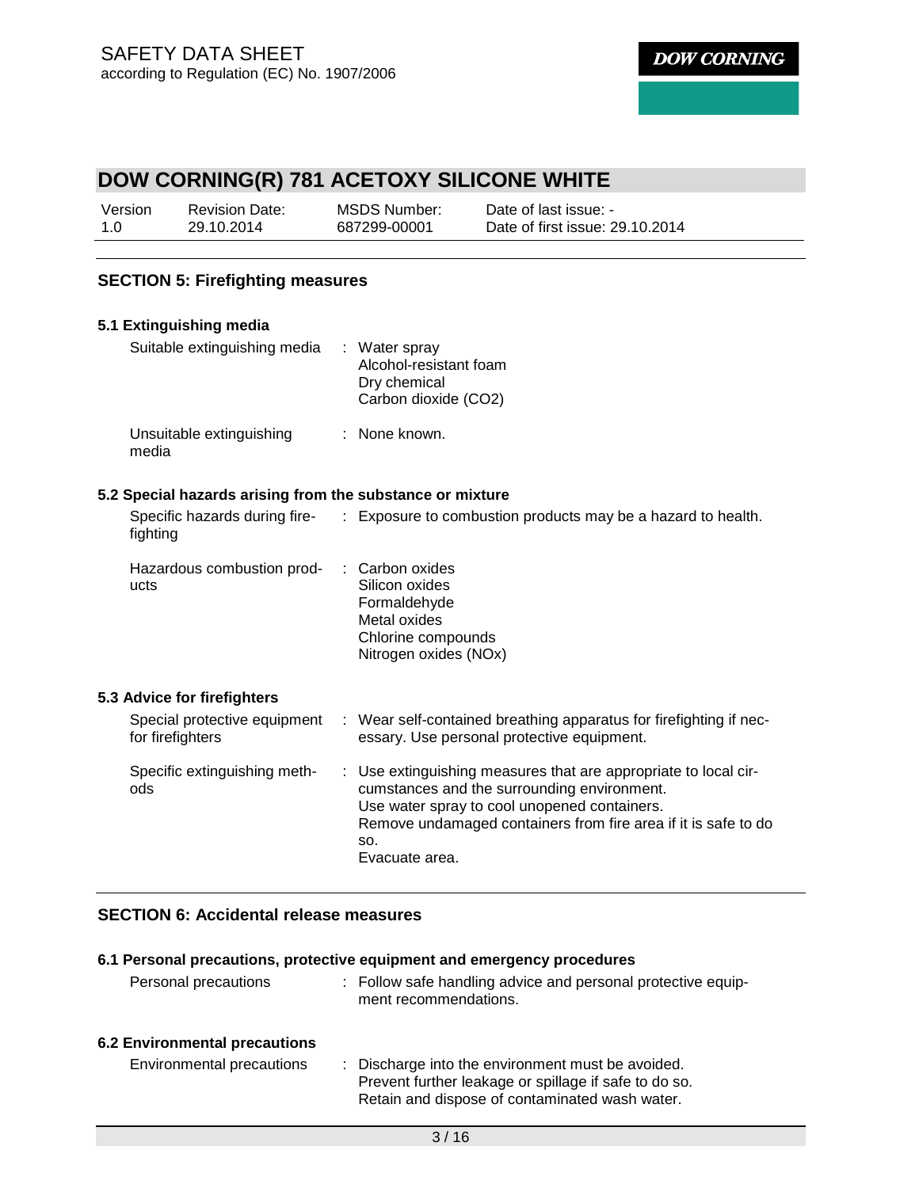## SECTION 5: Firefighting measures

### 5.1 Extinguishing media

| | |
|---|---|
| Suitable extinguishing media | : Water spray<br>Alcohol-resistant foam<br>Dry chemical<br>Carbon dioxide ($CO_2$) |
| Unsuitable extinguishing media | : None known. |

### 5.2 Special hazards arising from the substance or mixture

| | |
|---|---|
| Specific hazards during firefighting | : Exposure to combustion products may be a hazard to health. |
| Hazardous combustion products | : Carbon oxides<br>Silicon oxides<br>Formaldehyde<br>Metal oxides<br>Chlorine compounds<br>Nitrogen oxides (NOx) |

### 5.3 Advice for firefighters

| | |
|---|---|
| Special protective equipment for firefighters | : Wear self-contained breathing apparatus for firefighting if necessary. Use personal protective equipment. |
| Specific extinguishing methods | : Use extinguishing measures that are appropriate to local circumstances and the surrounding environment.<br>Use water spray to cool unopened containers.<br>Remove undamaged containers from fire area if it is safe to do so.<br>Evacuate area. |

## SECTION 6: Accidental release measures

### 6.1 Personal precautions, protective equipment and emergency procedures

| | |
|---|---|
| Personal precautions | : Follow safe handling advice and personal protective equipment recommendations. |

### 6.2 Environmental precautions

| | |
|---|---|
| Environmental precautions | : Discharge into the environment must be avoided.<br>Prevent further leakage or spillage if safe to do so.<br>Retain and dispose of contaminated wash water. |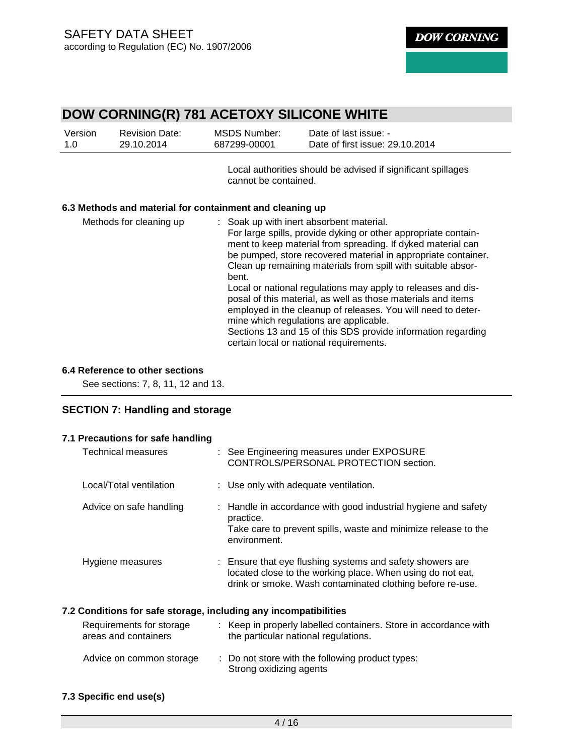Local authorities should be advised if significant spillages cannot be contained.

### 6.3 Methods and material for containment and cleaning up

| | |
|---|---|
| Methods for cleaning up | : Soak up with inert absorbent material. For large spills, provide dyking or other appropriate containment to keep material from spreading. If dyked material can be pumped, store recovered material in appropriate container. Clean up remaining materials from spill with suitable absorbent. Local or national regulations may apply to releases and disposal of this material, as well as those materials and items employed in the cleanup of releases. You will need to determine which regulations are applicable. Sections 13 and 15 of this SDS provide information regarding certain local or national requirements. |

### 6.4 Reference to other sections

See sections: 7, 8, 11, 12 and 13.

## SECTION 7: Handling and storage

### 7.1 Precautions for safe handling

| | |
|---|---|
| Technical measures | : See Engineering measures under EXPOSURE CONTROLS/PERSONAL PROTECTION section. |
| Local/Total ventilation | : Use only with adequate ventilation. |
| Advice on safe handling | : Handle in accordance with good industrial hygiene and safety practice. Take care to prevent spills, waste and minimize release to the environment. |
| Hygiene measures | : Ensure that eye flushing systems and safety showers are located close to the working place. When using do not eat, drink or smoke. Wash contaminated clothing before re-use. |

### 7.2 Conditions for safe storage, including any incompatibilities

| | |
|---|---|
| Requirements for storage areas and containers | : Keep in properly labelled containers. Store in accordance with the particular national regulations. |
| Advice on common storage | : Do not store with the following product types: Strong oxidizing agents |

### 7.3 Specific end use(s)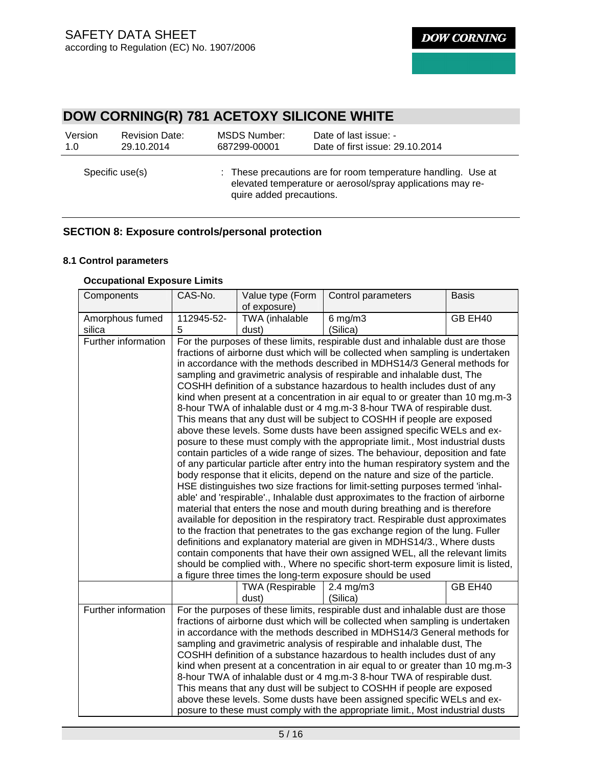# DOW CORNING(R) 781 ACETOXY SILICONE WHITE

| Version | Revision Date: | MSDS Number: | Date of last issue: - |
|---|---|---|---|
| 1.0 | 29.10.2014 | 687299-00001 | Date of first issue: 29.10.2014 |

Specific use(s) : These precautions are for room temperature handling. Use at elevated temperature or aerosol/spray applications may require added precautions.

## SECTION 8: Exposure controls/personal protection

### 8.1 Control parameters

**Occupational Exposure Limits**

| Components | CAS-No. | Value type (Form of exposure) | Control parameters | Basis |
|---|---|---|---|---|
| Amorphous fumed silica | 112945-52-5 | TWA (inhalable dust) | 6 mg/m3 (Silica) | GB EH40 |
| Further information | For the purposes of these limits, respirable dust and inhalable dust are those fractions of airborne dust which will be collected when sampling is undertaken in accordance with the methods described in MDHS14/3 General methods for sampling and gravimetric analysis of respirable and inhalable dust, The COSHH definition of a substance hazardous to health includes dust of any kind when present at a concentration in air equal to or greater than 10 mg.m-3 8-hour TWA of inhalable dust or 4 mg.m-3 8-hour TWA of respirable dust. This means that any dust will be subject to COSHH if people are exposed above these levels. Some dusts have been assigned specific WELs and exposure to these must comply with the appropriate limit., Most industrial dusts contain particles of a wide range of sizes. The behaviour, deposition and fate of any particular particle after entry into the human respiratory system and the body response that it elicits, depend on the nature and size of the particle. HSE distinguishes two size fractions for limit-setting purposes termed 'inhalable' and 'respirable'., Inhalable dust approximates to the fraction of airborne material that enters the nose and mouth during breathing and is therefore available for deposition in the respiratory tract. Respirable dust approximates to the fraction that penetrates to the gas exchange region of the lung. Fuller definitions and explanatory material are given in MDHS14/3., Where dusts contain components that have their own assigned WEL, all the relevant limits should be complied with., Where no specific short-term exposure limit is listed, a figure three times the long-term exposure should be used | | | |
| | | TWA (Respirable dust) | 2.4 mg/m3 (Silica) | GB EH40 |
| Further information | For the purposes of these limits, respirable dust and inhalable dust are those fractions of airborne dust which will be collected when sampling is undertaken in accordance with the methods described in MDHS14/3 General methods for sampling and gravimetric analysis of respirable and inhalable dust, The COSHH definition of a substance hazardous to health includes dust of any kind when present at a concentration in air equal to or greater than 10 mg.m-3 8-hour TWA of inhalable dust or 4 mg.m-3 8-hour TWA of respirable dust. This means that any dust will be subject to COSHH if people are exposed above these levels. Some dusts have been assigned specific WELs and exposure to these must comply with the appropriate limit., Most industrial dusts | | | |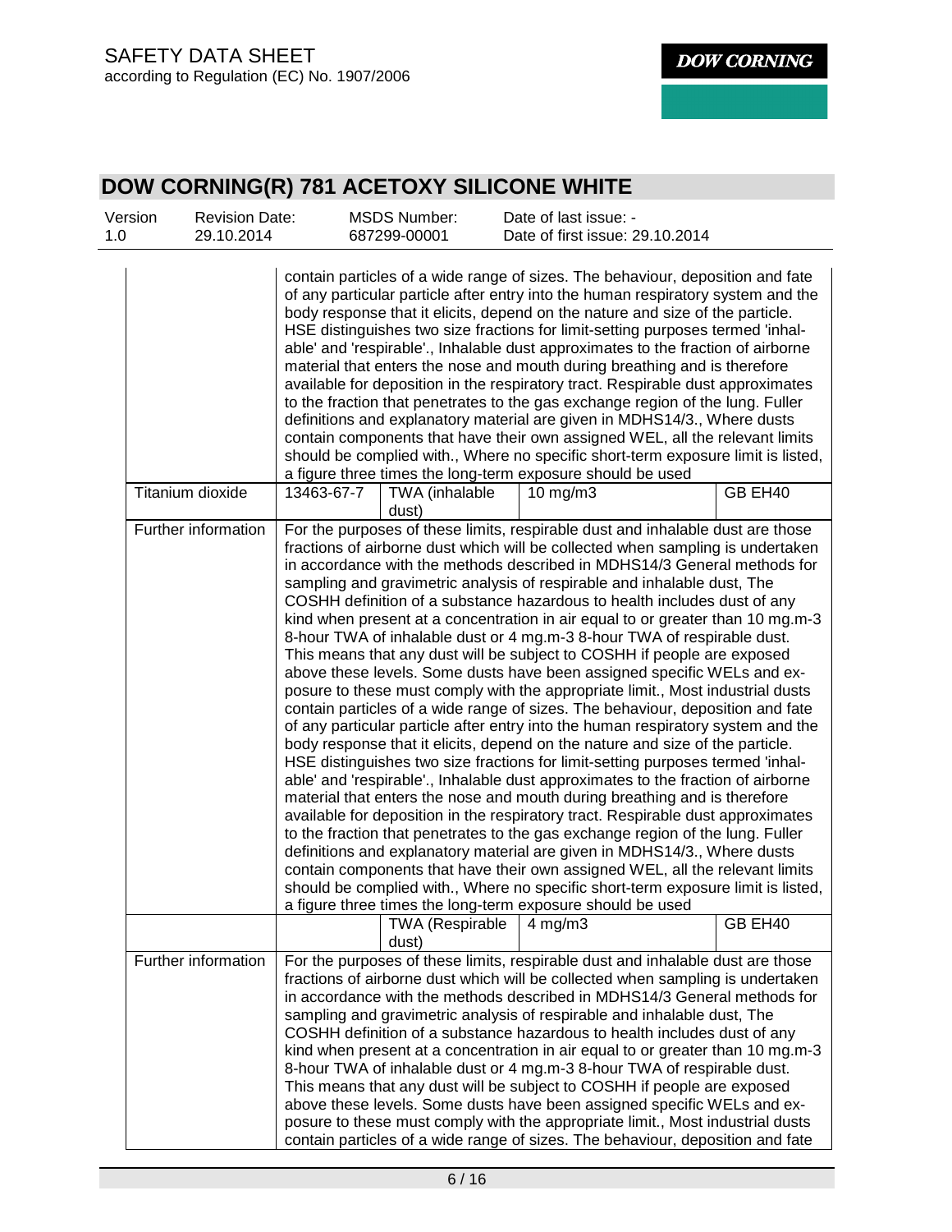| | | | | |
|---|---|---|---|---|
| | contain particles of a wide range of sizes. The behaviour, deposition and fate of any particular particle after entry into the human respiratory system and the body response that it elicits, depend on the nature and size of the particle. HSE distinguishes two size fractions for limit-setting purposes termed 'inhalable' and 'respirable'., Inhalable dust approximates to the fraction of airborne material that enters the nose and mouth during breathing and is therefore available for deposition in the respiratory tract. Respirable dust approximates to the fraction that penetrates to the gas exchange region of the lung. Fuller definitions and explanatory material are given in MDHS14/3., Where dusts contain components that have their own assigned WEL, all the relevant limits should be complied with., Where no specific short-term exposure limit is listed, a figure three times the long-term exposure should be used | | | |
| Titanium dioxide | 13463-67-7 | TWA (inhalable dust) | 10 mg/m3 | GB EH40 |
| Further information | For the purposes of these limits, respirable dust and inhalable dust are those fractions of airborne dust which will be collected when sampling is undertaken in accordance with the methods described in MDHS14/3 General methods for sampling and gravimetric analysis of respirable and inhalable dust, The COSHH definition of a substance hazardous to health includes dust of any kind when present at a concentration in air equal to or greater than 10 mg.m-3 8-hour TWA of inhalable dust or 4 mg.m-3 8-hour TWA of respirable dust. This means that any dust will be subject to COSHH if people are exposed above these levels. Some dusts have been assigned specific WELs and exposure to these must comply with the appropriate limit., Most industrial dusts contain particles of a wide range of sizes. The behaviour, deposition and fate of any particular particle after entry into the human respiratory system and the body response that it elicits, depend on the nature and size of the particle. HSE distinguishes two size fractions for limit-setting purposes termed 'inhalable' and 'respirable'., Inhalable dust approximates to the fraction of airborne material that enters the nose and mouth during breathing and is therefore available for deposition in the respiratory tract. Respirable dust approximates to the fraction that penetrates to the gas exchange region of the lung. Fuller definitions and explanatory material are given in MDHS14/3., Where dusts contain components that have their own assigned WEL, all the relevant limits should be complied with., Where no specific short-term exposure limit is listed, a figure three times the long-term exposure should be used | | | |
| | | TWA (Respirable dust) | 4 mg/m3 | GB EH40 |
| Further information | For the purposes of these limits, respirable dust and inhalable dust are those fractions of airborne dust which will be collected when sampling is undertaken in accordance with the methods described in MDHS14/3 General methods for sampling and gravimetric analysis of respirable and inhalable dust, The COSHH definition of a substance hazardous to health includes dust of any kind when present at a concentration in air equal to or greater than 10 mg.m-3 8-hour TWA of inhalable dust or 4 mg.m-3 8-hour TWA of respirable dust. This means that any dust will be subject to COSHH if people are exposed above these levels. Some dusts have been assigned specific WELs and exposure to these must comply with the appropriate limit., Most industrial dusts contain particles of a wide range of sizes. The behaviour, deposition and fate | | | |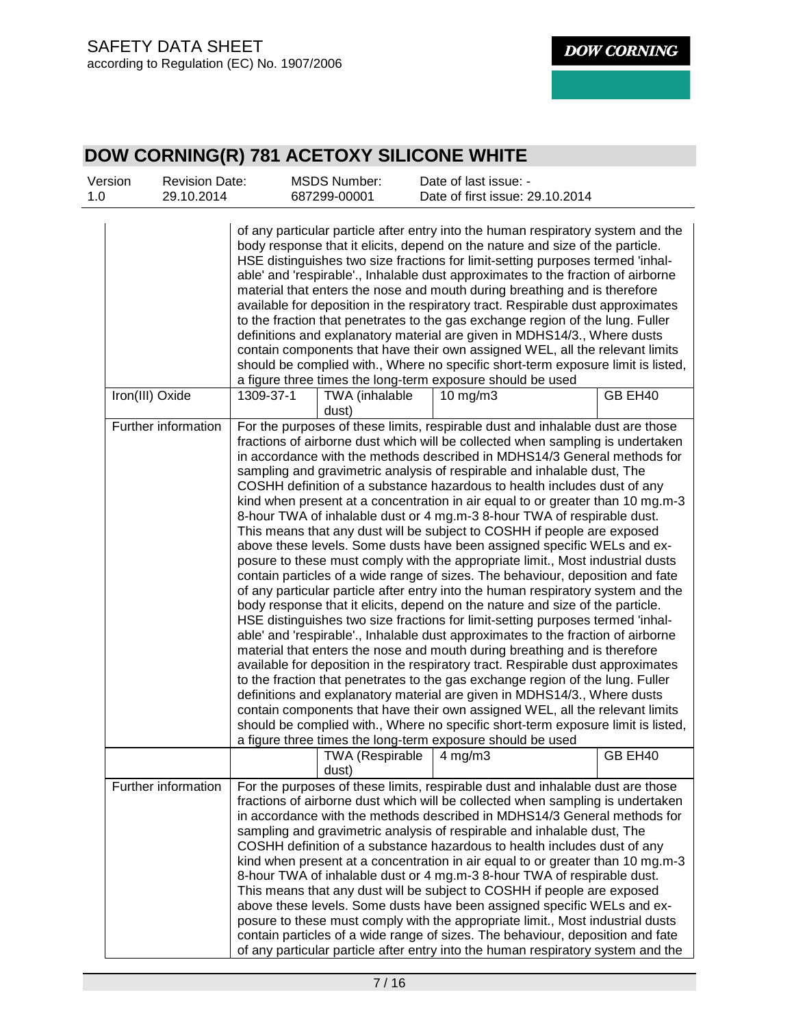| | | | | |
|---|---|---|---|---|
| | of any particular particle after entry into the human respiratory system and the body response that it elicits, depend on the nature and size of the particle. HSE distinguishes two size fractions for limit-setting purposes termed 'inhalable' and 'respirable'., Inhalable dust approximates to the fraction of airborne material that enters the nose and mouth during breathing and is therefore available for deposition in the respiratory tract. Respirable dust approximates to the fraction that penetrates to the gas exchange region of the lung. Fuller definitions and explanatory material are given in MDHS14/3., Where dusts contain components that have their own assigned WEL, all the relevant limits should be complied with., Where no specific short-term exposure limit is listed, a figure three times the long-term exposure should be used | | | |
| Iron(III) Oxide | 1309-37-1 | TWA (inhalable dust) | 10 mg/m3 | GB EH40 |
| Further information | For the purposes of these limits, respirable dust and inhalable dust are those fractions of airborne dust which will be collected when sampling is undertaken in accordance with the methods described in MDHS14/3 General methods for sampling and gravimetric analysis of respirable and inhalable dust, The COSHH definition of a substance hazardous to health includes dust of any kind when present at a concentration in air equal to or greater than 10 mg.m-3 8-hour TWA of inhalable dust or 4 mg.m-3 8-hour TWA of respirable dust. This means that any dust will be subject to COSHH if people are exposed above these levels. Some dusts have been assigned specific WELs and exposure to these must comply with the appropriate limit., Most industrial dusts contain particles of a wide range of sizes. The behaviour, deposition and fate of any particular particle after entry into the human respiratory system and the body response that it elicits, depend on the nature and size of the particle. HSE distinguishes two size fractions for limit-setting purposes termed 'inhalable' and 'respirable'., Inhalable dust approximates to the fraction of airborne material that enters the nose and mouth during breathing and is therefore available for deposition in the respiratory tract. Respirable dust approximates to the fraction that penetrates to the gas exchange region of the lung. Fuller definitions and explanatory material are given in MDHS14/3., Where dusts contain components that have their own assigned WEL, all the relevant limits should be complied with., Where no specific short-term exposure limit is listed, a figure three times the long-term exposure should be used | | | |
| | | TWA (Respirable dust) | 4 mg/m3 | GB EH40 |
| Further information | For the purposes of these limits, respirable dust and inhalable dust are those fractions of airborne dust which will be collected when sampling is undertaken in accordance with the methods described in MDHS14/3 General methods for sampling and gravimetric analysis of respirable and inhalable dust, The COSHH definition of a substance hazardous to health includes dust of any kind when present at a concentration in air equal to or greater than 10 mg.m-3 8-hour TWA of inhalable dust or 4 mg.m-3 8-hour TWA of respirable dust. This means that any dust will be subject to COSHH if people are exposed above these levels. Some dusts have been assigned specific WELs and exposure to these must comply with the appropriate limit., Most industrial dusts contain particles of a wide range of sizes. The behaviour, deposition and fate of any particular particle after entry into the human respiratory system and the | | | |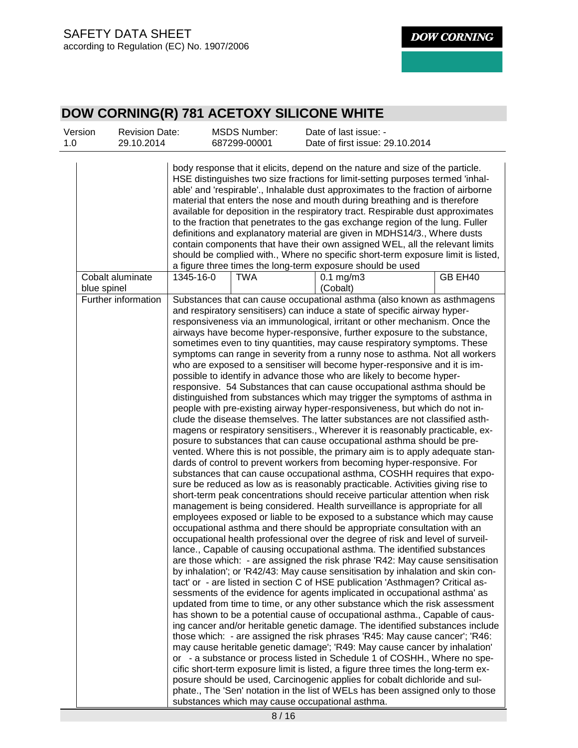# DOW CORNING(R) 781 ACETOXY SILICONE WHITE

| Version | Revision Date: | MSDS Number: | Date of last issue: - |
|---|---|---|---|
| 1.0 | 29.10.2014 | 687299-00001 | Date of first issue: 29.10.2014 |

| | | | | |
|---|---|---|---|---|
| | body response that it elicits, depend on the nature and size of the particle. HSE distinguishes two size fractions for limit-setting purposes termed 'inhalable' and 'respirable'., Inhalable dust approximates to the fraction of airborne material that enters the nose and mouth during breathing and is therefore available for deposition in the respiratory tract. Respirable dust approximates to the fraction that penetrates to the gas exchange region of the lung. Fuller definitions and explanatory material are given in MDHS14/3., Where dusts contain components that have their own assigned WEL, all the relevant limits should be complied with., Where no specific short-term exposure limit is listed, a figure three times the long-term exposure should be used | | | |
| Cobalt aluminate blue spinel | 1345-16-0 | TWA | 0.1 mg/m3 (Cobalt) | GB EH40 |
| Further information | Substances that can cause occupational asthma (also known as asthmagens and respiratory sensitisers) can induce a state of specific airway hyper-responsiveness via an immunological, irritant or other mechanism. Once the airways have become hyper-responsive, further exposure to the substance, sometimes even to tiny quantities, may cause respiratory symptoms. These symptoms can range in severity from a runny nose to asthma. Not all workers who are exposed to a sensitiser will become hyper-responsive and it is impossible to identify in advance those who are likely to become hyper-responsive. 54 Substances that can cause occupational asthma should be distinguished from substances which may trigger the symptoms of asthma in people with pre-existing airway hyper-responsiveness, but which do not include the disease themselves. The latter substances are not classified asthmagens or respiratory sensitisers., Wherever it is reasonably practicable, exposure to substances that can cause occupational asthma should be prevented. Where this is not possible, the primary aim is to apply adequate standards of control to prevent workers from becoming hyper-responsive. For substances that can cause occupational asthma, COSHH requires that exposure be reduced as low as is reasonably practicable. Activities giving rise to short-term peak concentrations should receive particular attention when risk management is being considered. Health surveillance is appropriate for all employees exposed or liable to be exposed to a substance which may cause occupational asthma and there should be appropriate consultation with an occupational health professional over the degree of risk and level of surveillance., Capable of causing occupational asthma. The identified substances are those which: - are assigned the risk phrase 'R42: May cause sensitisation by inhalation'; or 'R42/43: May cause sensitisation by inhalation and skin contact' or - are listed in section C of HSE publication 'Asthmagen? Critical assessments of the evidence for agents implicated in occupational asthma' as updated from time to time, or any other substance which the risk assessment has shown to be a potential cause of occupational asthma., Capable of causing cancer and/or heritable genetic damage. The identified substances include those which: - are assigned the risk phrases 'R45: May cause cancer'; 'R46: may cause heritable genetic damage'; 'R49: May cause cancer by inhalation' or - a substance or process listed in Schedule 1 of COSHH., Where no specific short-term exposure limit is listed, a figure three times the long-term exposure should be used, Carcinogenic applies for cobalt dichloride and sulphate., The 'Sen' notation in the list of WELs has been assigned only to those substances which may cause occupational asthma. | | | |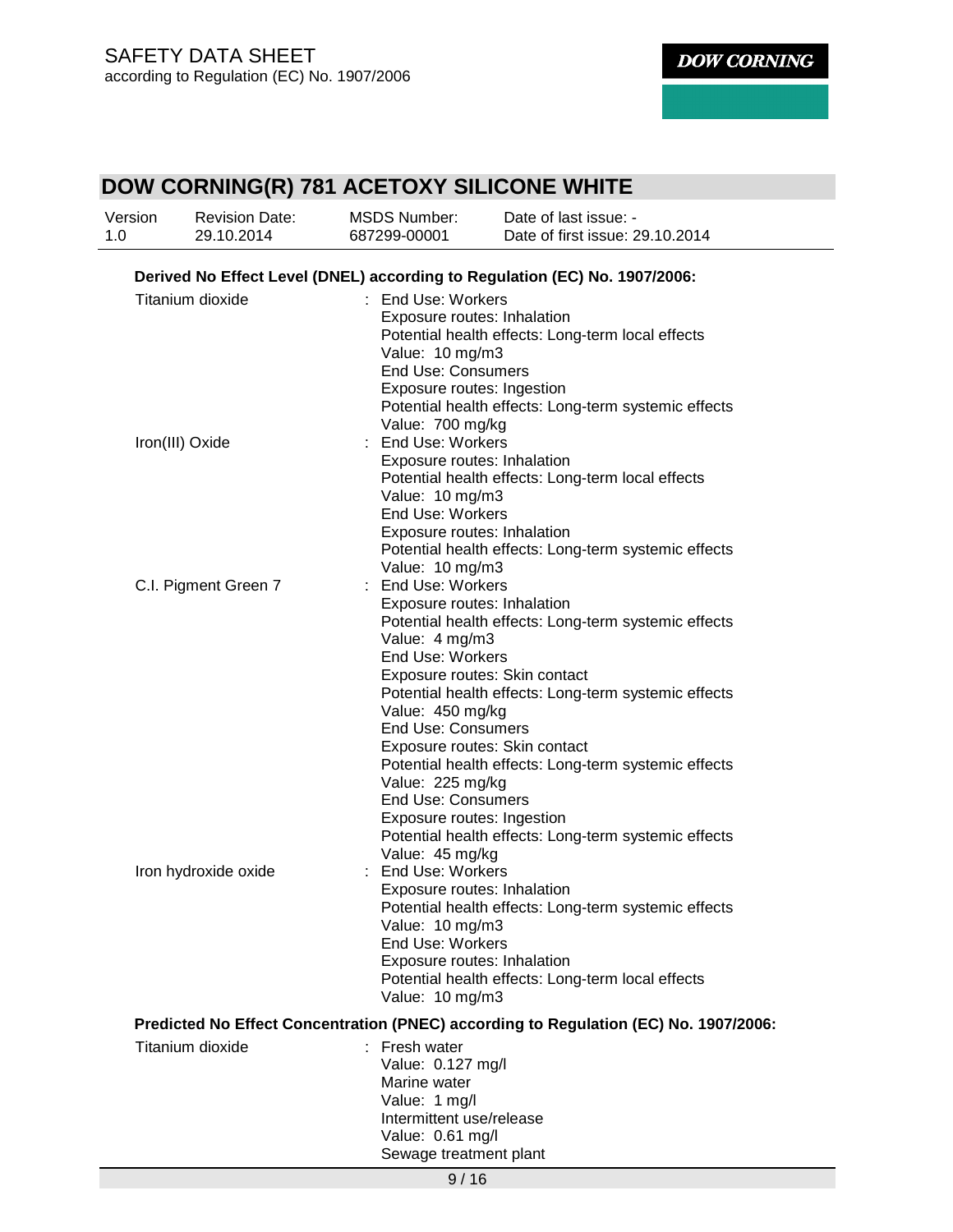**Derived No Effect Level (DNEL) according to Regulation (EC) No. 1907/2006:**

| | |
|---|---|
| Titanium dioxide | : End Use: Workers<br>Exposure routes: Inhalation<br>Potential health effects: Long-term local effects<br>Value: 10 mg/m3<br>End Use: Consumers<br>Exposure routes: Ingestion<br>Potential health effects: Long-term systemic effects<br>Value: 700 mg/kg |
| Iron(III) Oxide | : End Use: Workers<br>Exposure routes: Inhalation<br>Potential health effects: Long-term local effects<br>Value: 10 mg/m3<br>End Use: Workers<br>Exposure routes: Inhalation<br>Potential health effects: Long-term systemic effects<br>Value: 10 mg/m3 |
| C.I. Pigment Green 7 | : End Use: Workers<br>Exposure routes: Inhalation<br>Potential health effects: Long-term systemic effects<br>Value: 4 mg/m3<br>End Use: Workers<br>Exposure routes: Skin contact<br>Potential health effects: Long-term systemic effects<br>Value: 450 mg/kg<br>End Use: Consumers<br>Exposure routes: Skin contact<br>Potential health effects: Long-term systemic effects<br>Value: 225 mg/kg<br>End Use: Consumers<br>Exposure routes: Ingestion<br>Potential health effects: Long-term systemic effects<br>Value: 45 mg/kg |
| Iron hydroxide oxide | : End Use: Workers<br>Exposure routes: Inhalation<br>Potential health effects: Long-term systemic effects<br>Value: 10 mg/m3<br>End Use: Workers<br>Exposure routes: Inhalation<br>Potential health effects: Long-term local effects<br>Value: 10 mg/m3 |

**Predicted No Effect Concentration (PNEC) according to Regulation (EC) No. 1907/2006:**

| | |
|---|---|
| Titanium dioxide | : Fresh water<br>Value: 0.127 mg/l<br>Marine water<br>Value: 1 mg/l<br>Intermittent use/release<br>Value: 0.61 mg/l<br>Sewage treatment plant |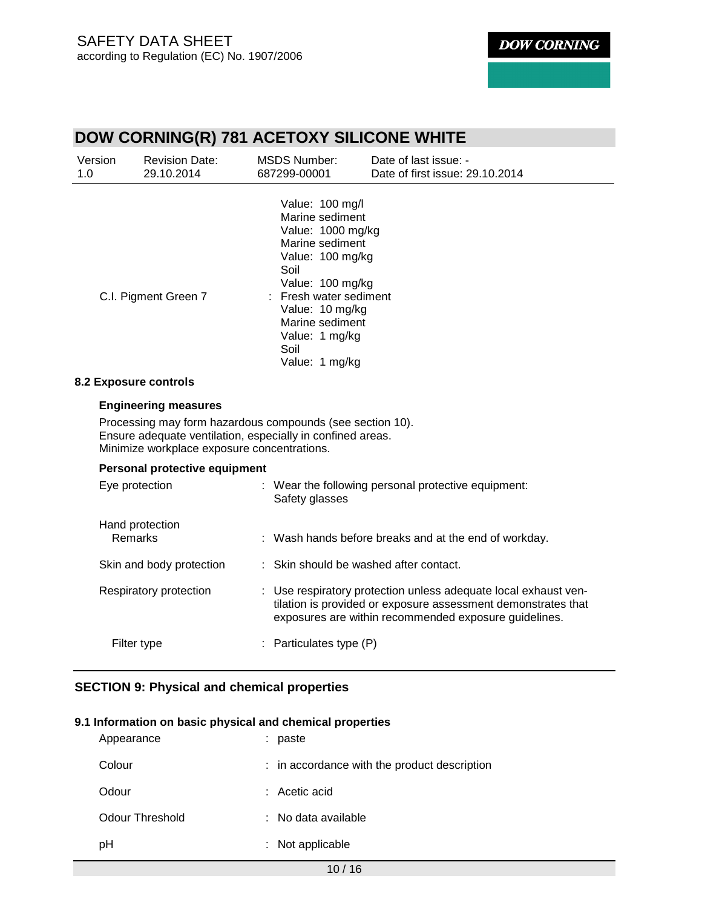| | |
|---|---|
| | Value: 100 mg/l<br>Marine sediment<br>Value: 1000 mg/kg<br>Marine sediment<br>Value: 100 mg/kg<br>Soil<br>Value: 100 mg/kg |
| C.I. Pigment Green 7 | : Fresh water sediment<br>Value: 10 mg/kg<br>Marine sediment<br>Value: 1 mg/kg<br>Soil<br>Value: 1 mg/kg |

### 8.2 Exposure controls

**Engineering measures**

Processing may form hazardous compounds (see section 10).
Ensure adequate ventilation, especially in confined areas.
Minimize workplace exposure concentrations.

**Personal protective equipment**

| | |
|---|---|
| Eye protection | : Wear the following personal protective equipment:<br>Safety glasses |
| Hand protection<br>Remarks | : Wash hands before breaks and at the end of workday. |
| Skin and body protection | : Skin should be washed after contact. |
| Respiratory protection | : Use respiratory protection unless adequate local exhaust ventilation is provided or exposure assessment demonstrates that exposures are within recommended exposure guidelines. |
| Filter type | : Particulates type (P) |

## SECTION 9: Physical and chemical properties

### 9.1 Information on basic physical and chemical properties

| | |
|---|---|
| Appearance | : paste |
| Colour | : in accordance with the product description |
| Odour | : Acetic acid |
| Odour Threshold | : No data available |
| pH | : Not applicable |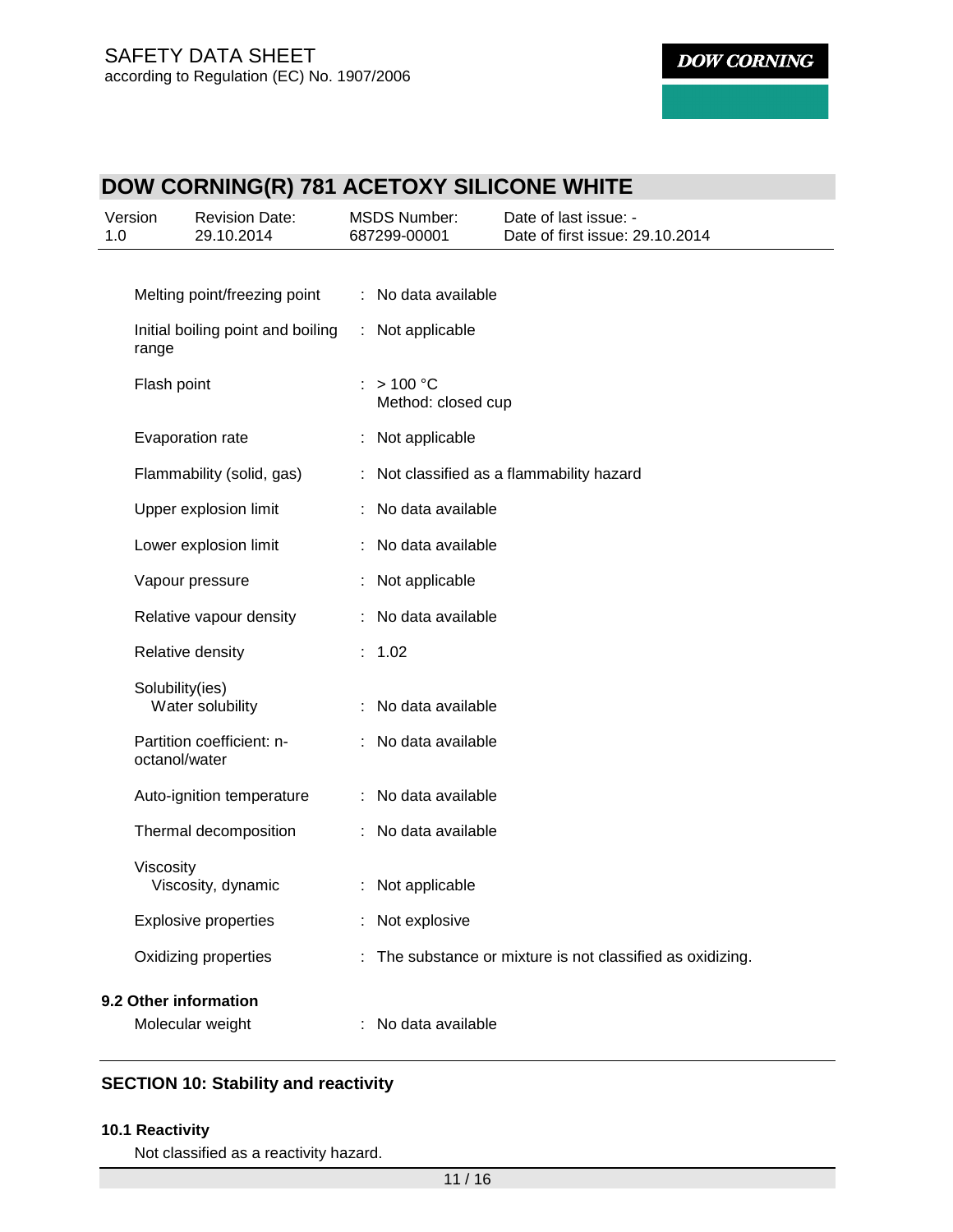| | | |
|---|---|---|
| Melting point/freezing point | : | No data available |
| Initial boiling point and boiling range | : | Not applicable |
| Flash point | : | > 100 °C<br>Method: closed cup |
| Evaporation rate | : | Not applicable |
| Flammability (solid, gas) | : | Not classified as a flammability hazard |
| Upper explosion limit | : | No data available |
| Lower explosion limit | : | No data available |
| Vapour pressure | : | Not applicable |
| Relative vapour density | : | No data available |
| Relative density | : | 1.02 |
| Solubility(ies)<br>Water solubility | : | No data available |
| Partition coefficient: n-octanol/water | : | No data available |
| Auto-ignition temperature | : | No data available |
| Thermal decomposition | : | No data available |
| Viscosity<br>Viscosity, dynamic | : | Not applicable |
| Explosive properties | : | Not explosive |
| Oxidizing properties | : | The substance or mixture is not classified as oxidizing. |

### 9.2 Other information

| | | |
|---|---|---|
| Molecular weight | : | No data available |

## SECTION 10: Stability and reactivity

### 10.1 Reactivity

Not classified as a reactivity hazard.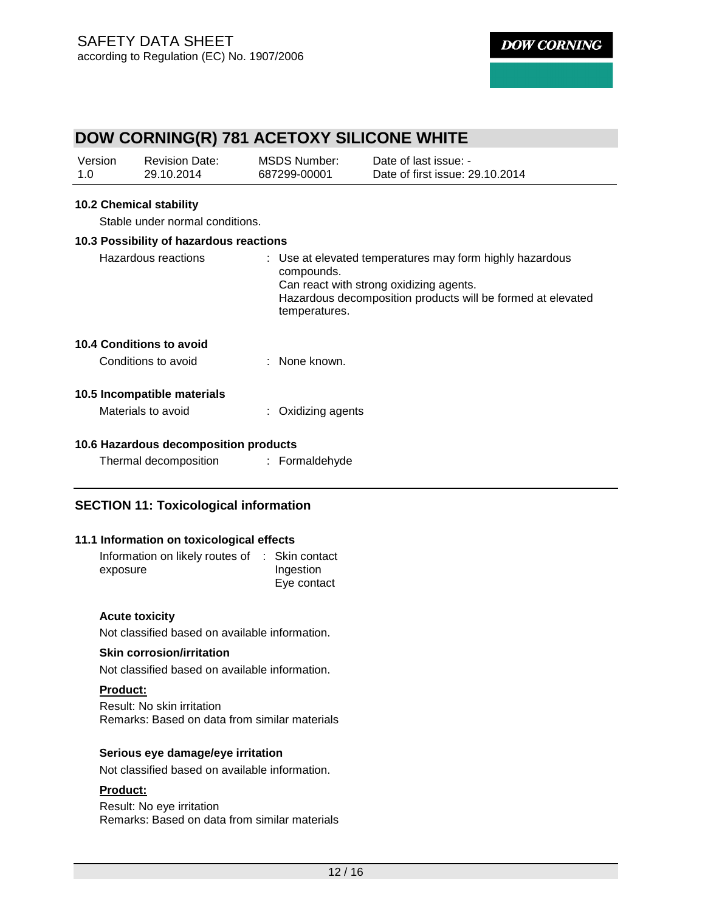# DOW CORNING(R) 781 ACETOXY SILICONE WHITE

| Version | Revision Date: | MSDS Number: | Date of last issue: - |
| --- | --- | --- | --- |
| 1.0 | 29.10.2014 | 687299-00001 | Date of first issue: 29.10.2014 |

### 10.2 Chemical stability

Stable under normal conditions.

### 10.3 Possibility of hazardous reactions

Hazardous reactions : Use at elevated temperatures may form highly hazardous compounds.
Can react with strong oxidizing agents.
Hazardous decomposition products will be formed at elevated temperatures.

### 10.4 Conditions to avoid

Conditions to avoid : None known.

### 10.5 Incompatible materials

Materials to avoid : Oxidizing agents

### 10.6 Hazardous decomposition products

Thermal decomposition : Formaldehyde

## SECTION 11: Toxicological information

### 11.1 Information on toxicological effects

Information on likely routes of exposure : Skin contact
Ingestion
Eye contact

**Acute toxicity**

Not classified based on available information.

**Skin corrosion/irritation**

Not classified based on available information.

**Product:**

Result: No skin irritation
Remarks: Based on data from similar materials

**Serious eye damage/eye irritation**

Not classified based on available information.

**Product:**

Result: No eye irritation
Remarks: Based on data from similar materials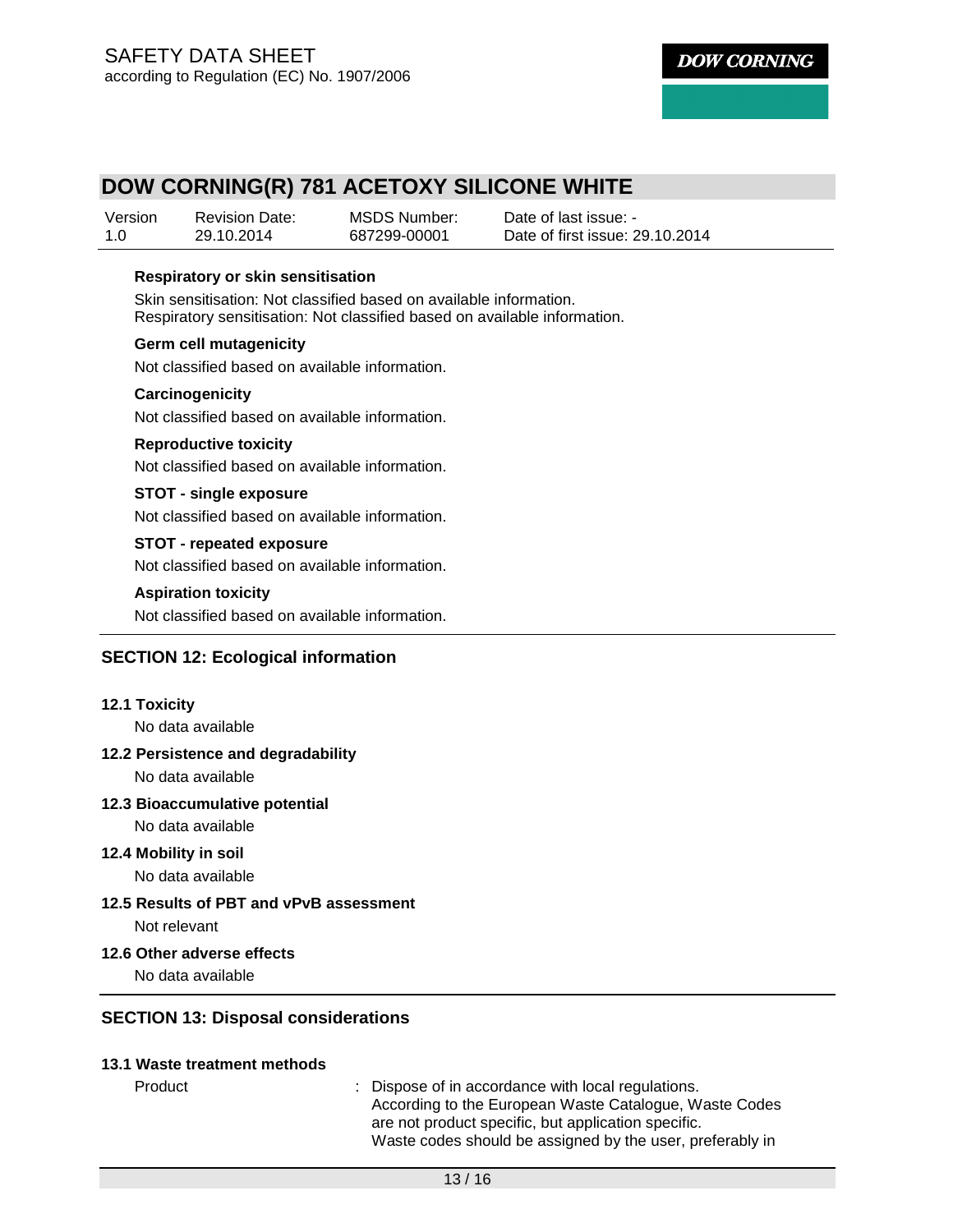**Respiratory or skin sensitisation**

Skin sensitisation: Not classified based on available information.
Respiratory sensitisation: Not classified based on available information.

**Germ cell mutagenicity**

Not classified based on available information.

**Carcinogenicity**

Not classified based on available information.

**Reproductive toxicity**

Not classified based on available information.

**STOT - single exposure**

Not classified based on available information.

**STOT - repeated exposure**

Not classified based on available information.

**Aspiration toxicity**

Not classified based on available information.

## SECTION 12: Ecological information

### 12.1 Toxicity

No data available

### 12.2 Persistence and degradability

No data available

### 12.3 Bioaccumulative potential

No data available

### 12.4 Mobility in soil

No data available

### 12.5 Results of PBT and vPvB assessment

Not relevant

### 12.6 Other adverse effects

No data available

## SECTION 13: Disposal considerations

### 13.1 Waste treatment methods

Product : Dispose of in accordance with local regulations.
According to the European Waste Catalogue, Waste Codes are not product specific, but application specific.
Waste codes should be assigned by the user, preferably in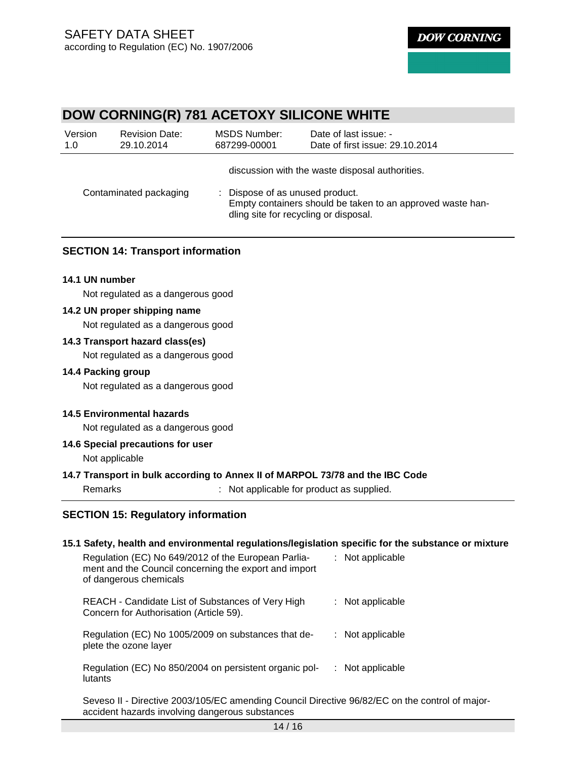discussion with the waste disposal authorities.

| | |
|---|---|
| Contaminated packaging | : Dispose of as unused product. Empty containers should be taken to an approved waste handling site for recycling or disposal. |

## SECTION 14: Transport information

**14.1 UN number**

Not regulated as a dangerous good

**14.2 UN proper shipping name**

Not regulated as a dangerous good

**14.3 Transport hazard class(es)**

Not regulated as a dangerous good

**14.4 Packing group**

Not regulated as a dangerous good

**14.5 Environmental hazards**

Not regulated as a dangerous good

**14.6 Special precautions for user**

Not applicable

**14.7 Transport in bulk according to Annex II of MARPOL 73/78 and the IBC Code**

| | |
|---|---|
| Remarks | : Not applicable for product as supplied. |

## SECTION 15: Regulatory information

**15.1 Safety, health and environmental regulations/legislation specific for the substance or mixture**

| | |
|---|---|
| Regulation (EC) No 649/2012 of the European Parliament and the Council concerning the export and import of dangerous chemicals | : Not applicable |
| REACH - Candidate List of Substances of Very High Concern for Authorisation (Article 59). | : Not applicable |
| Regulation (EC) No 1005/2009 on substances that deplete the ozone layer | : Not applicable |
| Regulation (EC) No 850/2004 on persistent organic pollutants | : Not applicable |

Seveso II - Directive 2003/105/EC amending Council Directive 96/82/EC on the control of major-accident hazards involving dangerous substances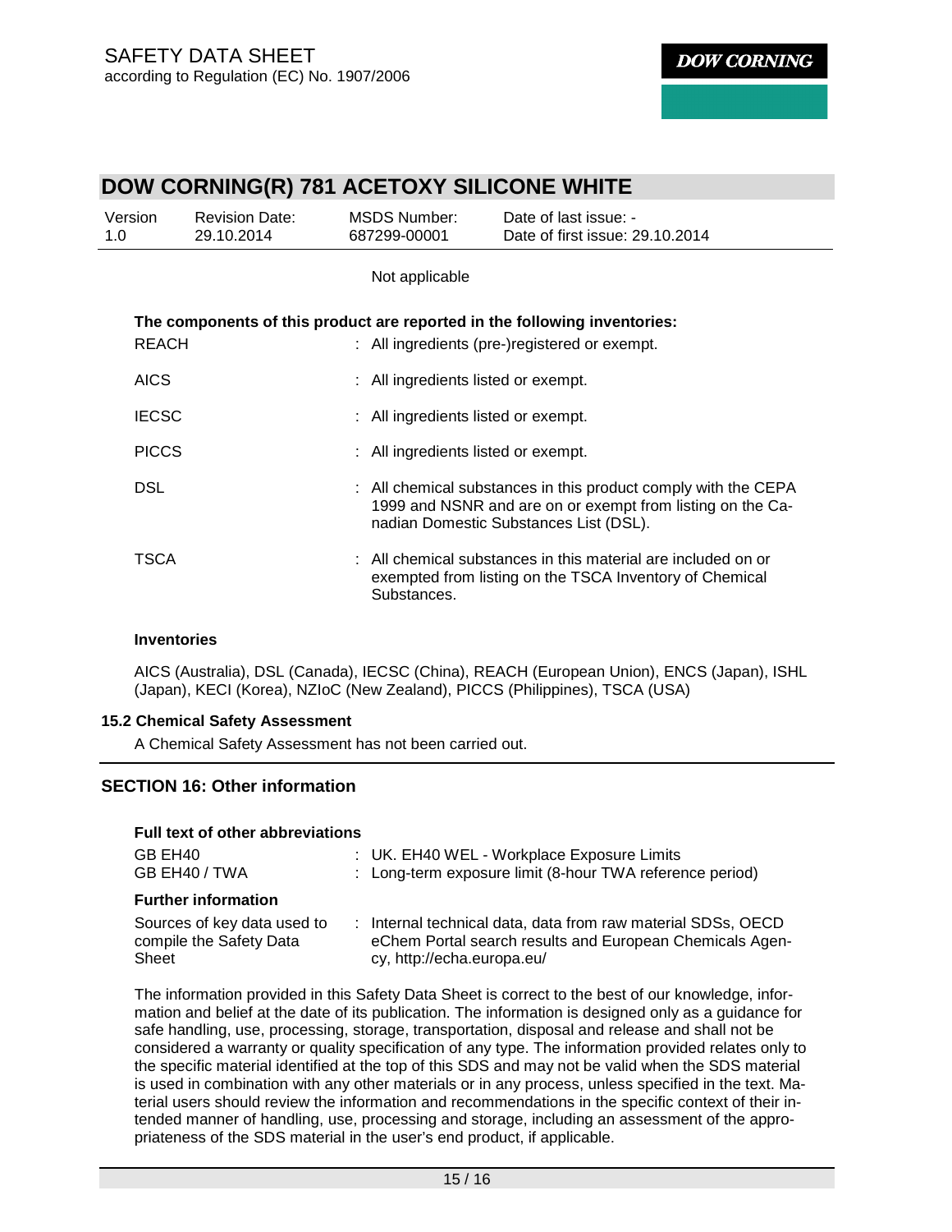Not applicable

**The components of this product are reported in the following inventories:**

| | |
|---|---|
| REACH | : All ingredients (pre-)registered or exempt. |
| AICS | : All ingredients listed or exempt. |
| IECSC | : All ingredients listed or exempt. |
| PICCS | : All ingredients listed or exempt. |
| DSL | : All chemical substances in this product comply with the CEPA 1999 and NSNR and are on or exempt from listing on the Canadian Domestic Substances List (DSL). |
| TSCA | : All chemical substances in this material are included on or exempted from listing on the TSCA Inventory of Chemical Substances. |

**Inventories**

AICS (Australia), DSL (Canada), IECSC (China), REACH (European Union), ENCS (Japan), ISHL (Japan), KECI (Korea), NZIoC (New Zealand), PICCS (Philippines), TSCA (USA)

### 15.2 Chemical Safety Assessment

A Chemical Safety Assessment has not been carried out.

## SECTION 16: Other information

**Full text of other abbreviations**

| | |
|---|---|
| GB EH40 | : UK. EH40 WEL - Workplace Exposure Limits |
| GB EH40 / TWA | : Long-term exposure limit (8-hour TWA reference period) |

**Further information**

| | |
|---|---|
| Sources of key data used to compile the Safety Data Sheet | : Internal technical data, data from raw material SDSs, OECD eChem Portal search results and European Chemicals Agency, http://echa.europa.eu/ |

The information provided in this Safety Data Sheet is correct to the best of our knowledge, information and belief at the date of its publication. The information is designed only as a guidance for safe handling, use, processing, storage, transportation, disposal and release and shall not be considered a warranty or quality specification of any type. The information provided relates only to the specific material identified at the top of this SDS and may not be valid when the SDS material is used in combination with any other materials or in any process, unless specified in the text. Material users should review the information and recommendations in the specific context of their intended manner of handling, use, processing and storage, including an assessment of the appropriateness of the SDS material in the user's end product, if applicable.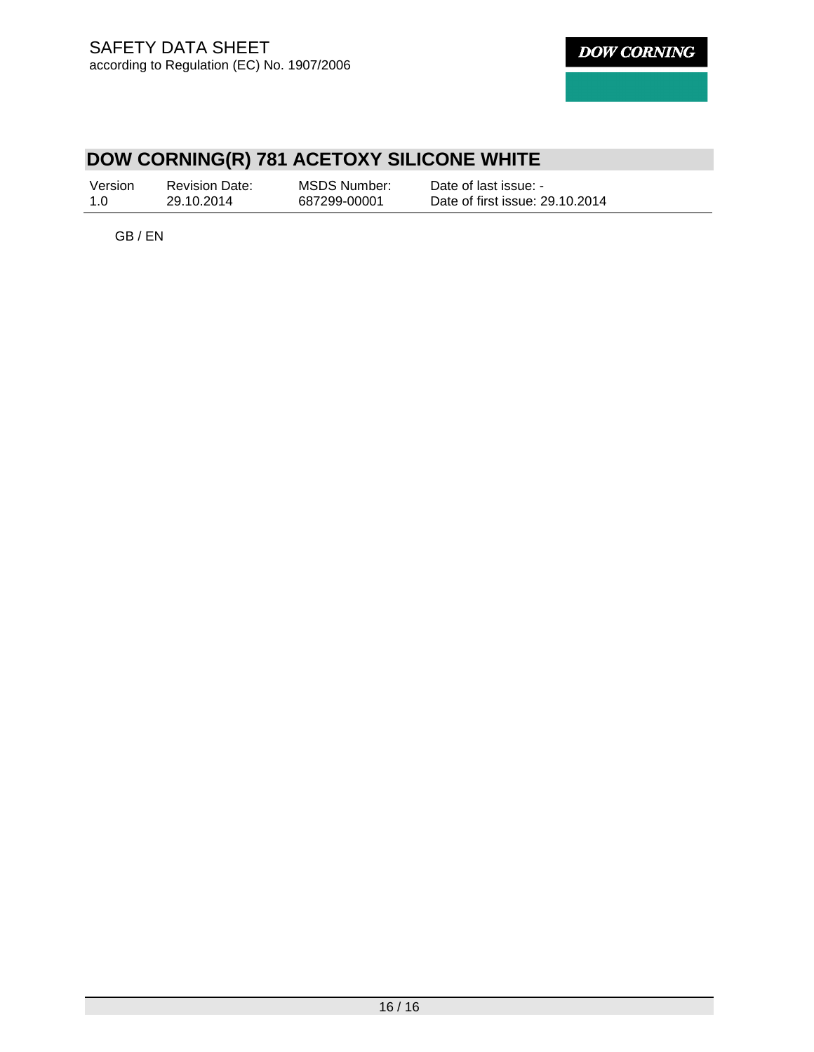GB / EN